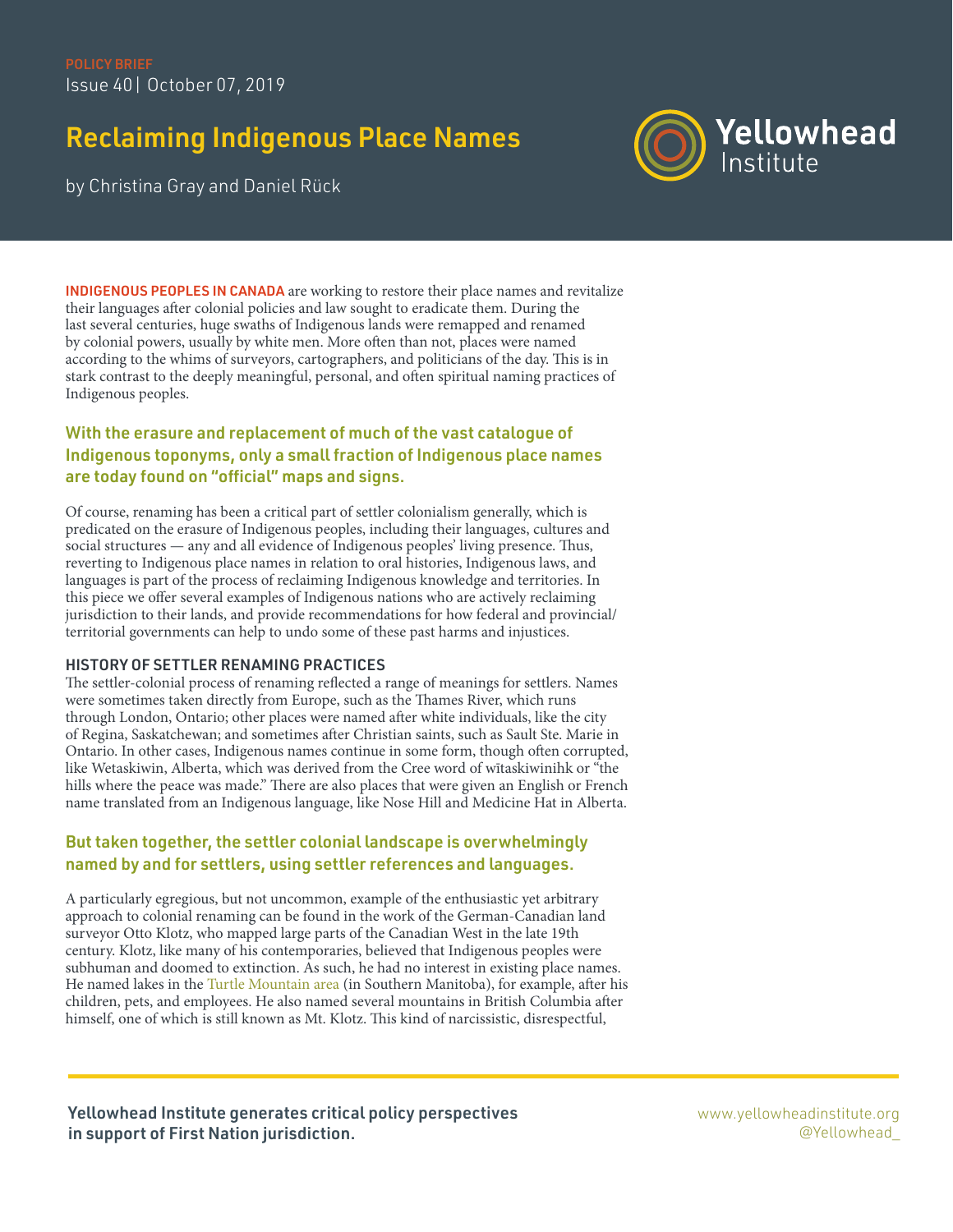POLICY BRIEF

Issue 40 | October 07, 2019

# Reclaiming Indigenous Place Names

by Christina Gray and Daniel Rück

**INDIGENOUS PEOPLES IN CANADA** are working to restore their place names and revitalize their languages after colonial policies and law sought to eradicate them. During the last several centuries, huge swaths of Indigenous lands were remapped and renamed by colonial powers, usually by white men. More often than not, places were named according to the whims of surveyors, cartographers, and politicians of the day. This is in stark contrast to the deeply meaningful, personal, and often spiritual naming practices of Indigenous peoples.

**With the erasure and replacement of much of the vast catalogue of Indigenous toponyms, only a small fraction of Indigenous place names are today found on "official" maps and signs.**

Of course, renaming has been a critical part of settler colonialism generally, which is predicated on the erasure of Indigenous peoples, including their languages, cultures and social structures — any and all evidence of Indigenous peoples' living presence. Thus, reverting to Indigenous place names in relation to oral histories, Indigenous laws, and languages is part of the process of reclaiming Indigenous knowledge and territories. In this piece we offer several examples of Indigenous nations who are actively reclaiming jurisdiction to their lands, and provide recommendations for how federal and provincial/territorial governments can help to undo some of these past harms and injustices.

## HISTORY OF SETTLER RENAMING PRACTICES

The settler-colonial process of renaming reflected a range of meanings for settlers. Names were sometimes taken directly from Europe, such as the Thames River, which runs through London, Ontario; other places were named after white individuals, like the city of Regina, Saskatchewan; and sometimes after Christian saints, such as Sault Ste. Marie in Ontario. In other cases, Indigenous names continue in some form, though often corrupted, like Wetaskiwin, Alberta, which was derived from the Cree word of wītaskiwinihk or "the hills where the peace was made." There are also places that were given an English or French name translated from an Indigenous language, like Nose Hill and Medicine Hat in Alberta.

**But taken together, the settler colonial landscape is overwhelmingly named by and for settlers, using settler references and languages.**

A particularly egregious, but not uncommon, example of the enthusiastic yet arbitrary approach to colonial renaming can be found in the work of the German-Canadian land surveyor Otto Klotz, who mapped large parts of the Canadian West in the late 19th century. Klotz, like many of his contemporaries, believed that Indigenous peoples were subhuman and doomed to extinction. As such, he had no interest in existing place names. He named lakes in the Turtle Mountain area (in Southern Manitoba), for example, after his children, pets, and employees. He also named several mountains in British Columbia after himself, one of which is still known as Mt. Klotz. This kind of narcissistic, disrespectful,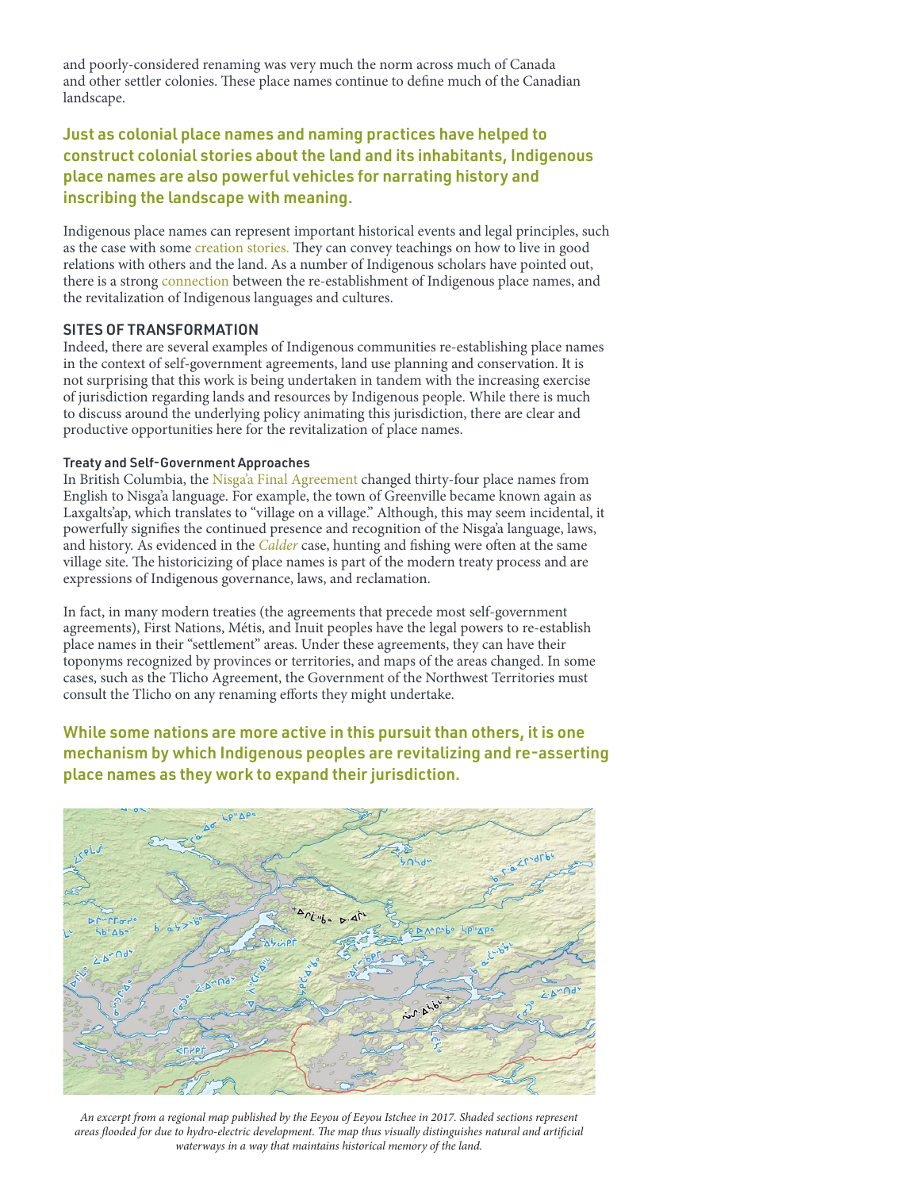and poorly-considered renaming was very much the norm across much of Canada and other settler colonies. These place names continue to define much of the Canadian landscape.

**Just as colonial place names and naming practices have helped to construct colonial stories about the land and its inhabitants, Indigenous place names are also powerful vehicles for narrating history and inscribing the landscape with meaning.**

Indigenous place names can represent important historical events and legal principles, such as the case with some creation stories. They can convey teachings on how to live in good relations with others and the land. As a number of Indigenous scholars have pointed out, there is a strong connection between the re-establishment of Indigenous place names, and the revitalization of Indigenous languages and cultures.

## SITES OF TRANSFORMATION

Indeed, there are several examples of Indigenous communities re-establishing place names in the context of self-government agreements, land use planning and conservation. It is not surprising that this work is being undertaken in tandem with the increasing exercise of jurisdiction regarding lands and resources by Indigenous people. While there is much to discuss around the underlying policy animating this jurisdiction, there are clear and productive opportunities here for the revitalization of place names.

### Treaty and Self-Government Approaches

In British Columbia, the Nisga'a Final Agreement changed thirty-four place names from English to Nisga'a language. For example, the town of Greenville became known again as Laxgalts'ap, which translates to "village on a village." Although, this may seem incidental, it powerfully signifies the continued presence and recognition of the Nisga'a language, laws, and history. As evidenced in the *Calder* case, hunting and fishing were often at the same village site. The historicizing of place names is part of the modern treaty process and are expressions of Indigenous governance, laws, and reclamation.

In fact, in many modern treaties (the agreements that precede most self-government agreements), First Nations, Métis, and Inuit peoples have the legal powers to re-establish place names in their "settlement" areas. Under these agreements, they can have their toponyms recognized by provinces or territories, and maps of the areas changed. In some cases, such as the Tlicho Agreement, the Government of the Northwest Territories must consult the Tlicho on any renaming efforts they might undertake.

**While some nations are more active in this pursuit than others, it is one mechanism by which Indigenous peoples are revitalizing and re-asserting place names as they work to expand their jurisdiction.**

*An excerpt from a regional map published by the Eeyou of Eeyou Istchee in 2017. Shaded sections represent areas flooded for due to hydro-electric development. The map thus visually distinguishes natural and artificial waterways in a way that maintains historical memory of the land.*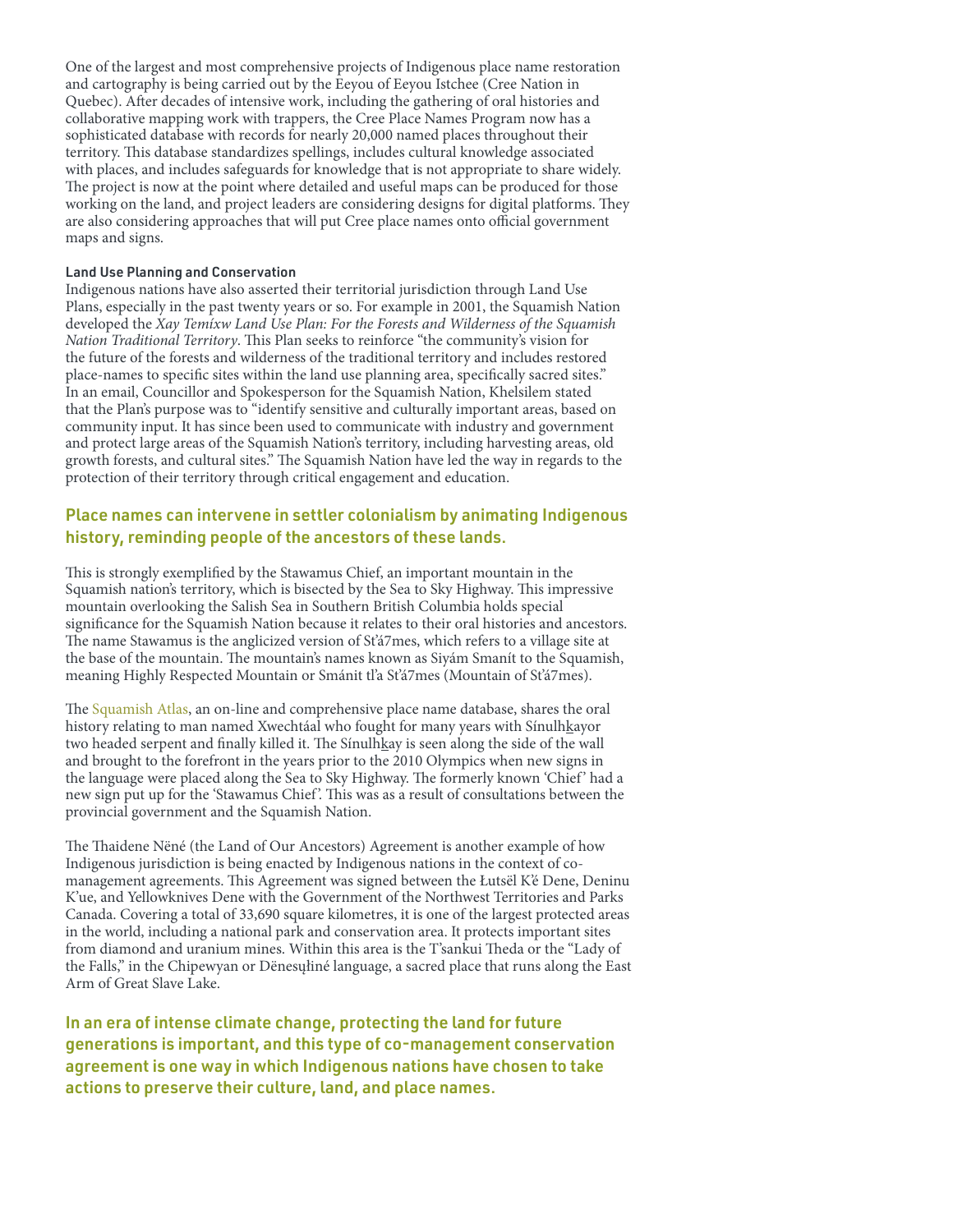One of the largest and most comprehensive projects of Indigenous place name restoration and cartography is being carried out by the Eeyou of Eeyou Istchee (Cree Nation in Quebec). After decades of intensive work, including the gathering of oral histories and collaborative mapping work with trappers, the Cree Place Names Program now has a sophisticated database with records for nearly 20,000 named places throughout their territory. This database standardizes spellings, includes cultural knowledge associated with places, and includes safeguards for knowledge that is not appropriate to share widely. The project is now at the point where detailed and useful maps can be produced for those working on the land, and project leaders are considering designs for digital platforms. They are also considering approaches that will put Cree place names onto official government maps and signs.

### Land Use Planning and Conservation

Indigenous nations have also asserted their territorial jurisdiction through Land Use Plans, especially in the past twenty years or so. For example in 2001, the Squamish Nation developed the *Xay Temíxw Land Use Plan: For the Forests and Wilderness of the Squamish Nation Traditional Territory*. This Plan seeks to reinforce "the community's vision for the future of the forests and wilderness of the traditional territory and includes restored place-names to specific sites within the land use planning area, specifically sacred sites." In an email, Councillor and Spokesperson for the Squamish Nation, Khelsilem stated that the Plan's purpose was to "identify sensitive and culturally important areas, based on community input. It has since been used to communicate with industry and government and protect large areas of the Squamish Nation's territory, including harvesting areas, old growth forests, and cultural sites." The Squamish Nation have led the way in regards to the protection of their territory through critical engagement and education.

## Place names can intervene in settler colonialism by animating Indigenous history, reminding people of the ancestors of these lands.

This is strongly exemplified by the Stawamus Chief, an important mountain in the Squamish nation's territory, which is bisected by the Sea to Sky Highway. This impressive mountain overlooking the Salish Sea in Southern British Columbia holds special significance for the Squamish Nation because it relates to their oral histories and ancestors. The name Stawamus is the anglicized version of St'á7mes, which refers to a village site at the base of the mountain. The mountain's names known as Siyám Smanít to the Squamish, meaning Highly Respected Mountain or Smánit tl'a St'á7mes (Mountain of St'á7mes).

The Squamish Atlas, an on-line and comprehensive place name database, shares the oral history relating to man named Xwechtáal who fought for many years with Sínulhk̲ayor two headed serpent and finally killed it. The Sínulhk̲ay is seen along the side of the wall and brought to the forefront in the years prior to the 2010 Olympics when new signs in the language were placed along the Sea to Sky Highway. The formerly known 'Chief' had a new sign put up for the 'Stawamus Chief'. This was as a result of consultations between the provincial government and the Squamish Nation.

The Thaidene Nëné (the Land of Our Ancestors) Agreement is another example of how Indigenous jurisdiction is being enacted by Indigenous nations in the context of co-management agreements. This Agreement was signed between the Łutsël K'é Dene, Deninu K'ue, and Yellowknives Dene with the Government of the Northwest Territories and Parks Canada. Covering a total of 33,690 square kilometres, it is one of the largest protected areas in the world, including a national park and conservation area. It protects important sites from diamond and uranium mines. Within this area is the T'sankui Theda or the "Lady of the Falls," in the Chipewyan or Dënesųłiné language, a sacred place that runs along the East Arm of Great Slave Lake.

## In an era of intense climate change, protecting the land for future generations is important, and this type of co-management conservation agreement is one way in which Indigenous nations have chosen to take actions to preserve their culture, land, and place names.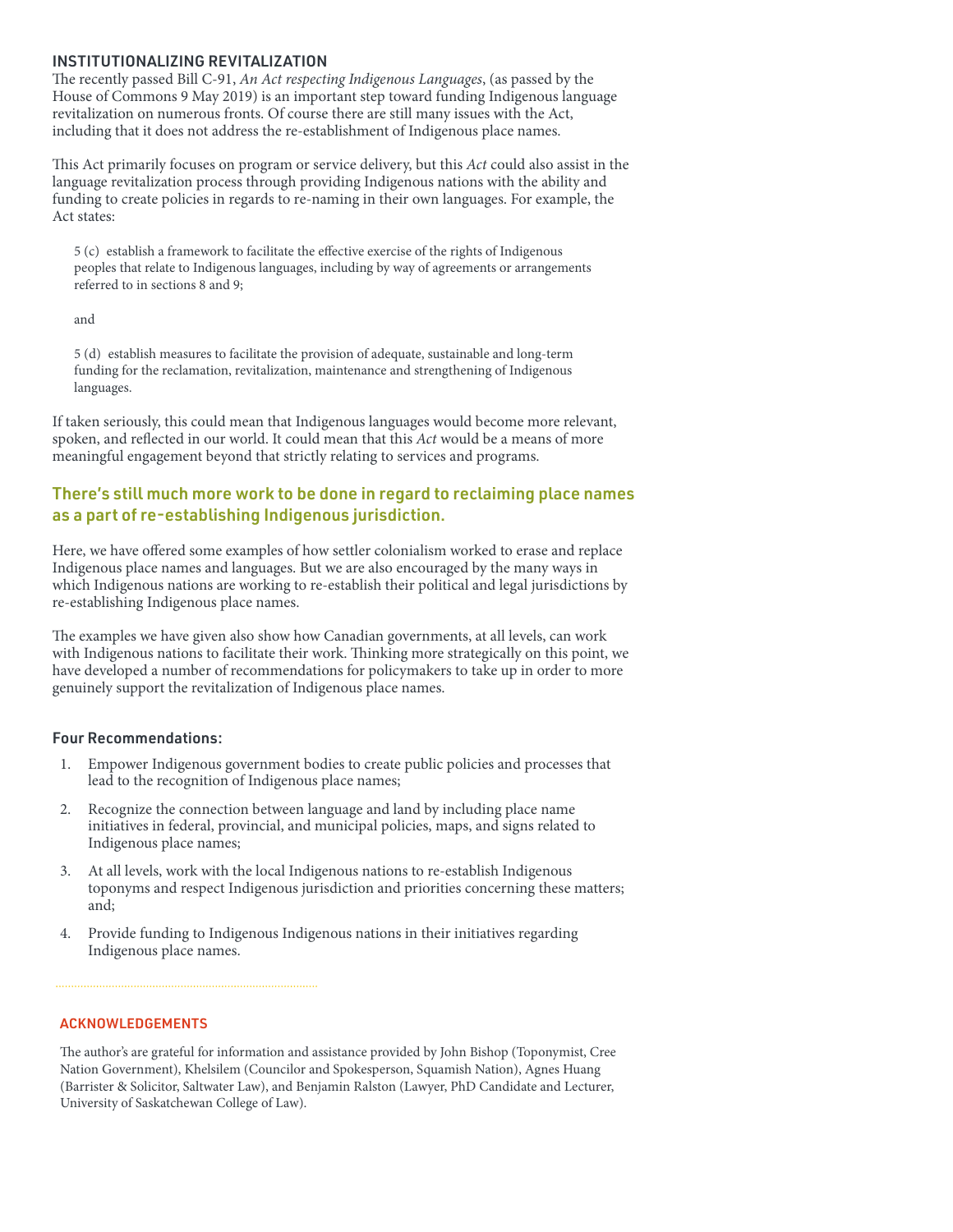## INSTITUTIONALIZING REVITALIZATION

The recently passed Bill C-91, *An Act respecting Indigenous Languages*, (as passed by the House of Commons 9 May 2019) is an important step toward funding Indigenous language revitalization on numerous fronts. Of course there are still many issues with the Act, including that it does not address the re-establishment of Indigenous place names.

This Act primarily focuses on program or service delivery, but this *Act* could also assist in the language revitalization process through providing Indigenous nations with the ability and funding to create policies in regards to re-naming in their own languages. For example, the Act states:

> 5 (c) establish a framework to facilitate the effective exercise of the rights of Indigenous peoples that relate to Indigenous languages, including by way of agreements or arrangements referred to in sections 8 and 9;
>
> and
>
> 5 (d) establish measures to facilitate the provision of adequate, sustainable and long-term funding for the reclamation, revitalization, maintenance and strengthening of Indigenous languages.

If taken seriously, this could mean that Indigenous languages would become more relevant, spoken, and reflected in our world. It could mean that this *Act* would be a means of more meaningful engagement beyond that strictly relating to services and programs.

### There's still much more work to be done in regard to reclaiming place names as a part of re-establishing Indigenous jurisdiction.

Here, we have offered some examples of how settler colonialism worked to erase and replace Indigenous place names and languages. But we are also encouraged by the many ways in which Indigenous nations are working to re-establish their political and legal jurisdictions by re-establishing Indigenous place names.

The examples we have given also show how Canadian governments, at all levels, can work with Indigenous nations to facilitate their work. Thinking more strategically on this point, we have developed a number of recommendations for policymakers to take up in order to more genuinely support the revitalization of Indigenous place names.

### Four Recommendations:

1. Empower Indigenous government bodies to create public policies and processes that lead to the recognition of Indigenous place names;
2. Recognize the connection between language and land by including place name initiatives in federal, provincial, and municipal policies, maps, and signs related to Indigenous place names;
3. At all levels, work with the local Indigenous nations to re-establish Indigenous toponyms and respect Indigenous jurisdiction and priorities concerning these matters; and;
4. Provide funding to Indigenous Indigenous nations in their initiatives regarding Indigenous place names.

## ACKNOWLEDGEMENTS

The author's are grateful for information and assistance provided by John Bishop (Toponymist, Cree Nation Government), Khelsilem (Councilor and Spokesperson, Squamish Nation), Agnes Huang (Barrister & Solicitor, Saltwater Law), and Benjamin Ralston (Lawyer, PhD Candidate and Lecturer, University of Saskatchewan College of Law).